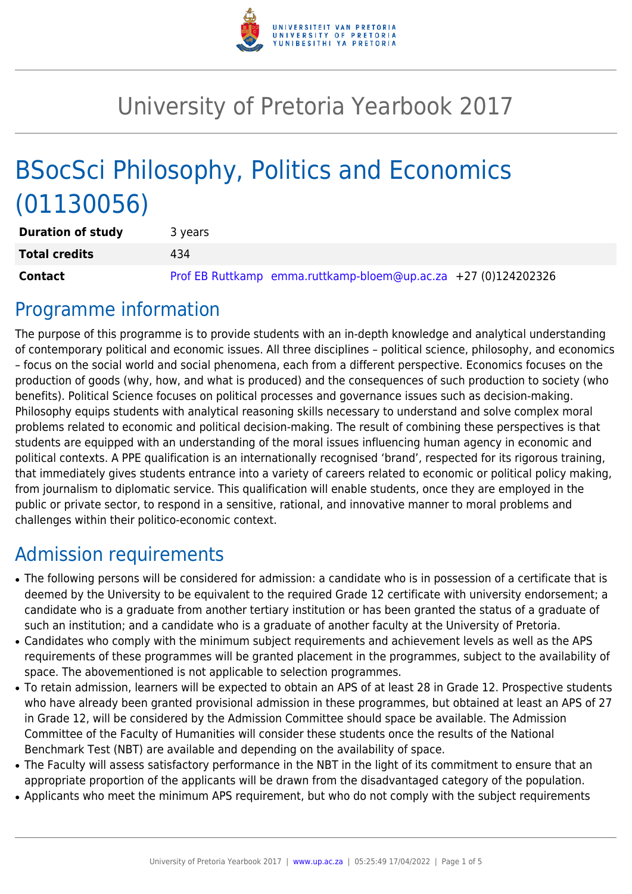# University of Pretoria Yearbook 2017

# BSocSci Philosophy, Politics and Economics (01130056)

| | |
|---|---|
| **Duration of study** | 3 years |
| **Total credits** | 434 |
| **Contact** | Prof EB Ruttkamp emma.ruttkamp-bloem@up.ac.za +27 (0)124202326 |

## Programme information

The purpose of this programme is to provide students with an in-depth knowledge and analytical understanding of contemporary political and economic issues. All three disciplines – political science, philosophy, and economics – focus on the social world and social phenomena, each from a different perspective. Economics focuses on the production of goods (why, how, and what is produced) and the consequences of such production to society (who benefits). Political Science focuses on political processes and governance issues such as decision-making. Philosophy equips students with analytical reasoning skills necessary to understand and solve complex moral problems related to economic and political decision-making. The result of combining these perspectives is that students are equipped with an understanding of the moral issues influencing human agency in economic and political contexts. A PPE qualification is an internationally recognised 'brand', respected for its rigorous training, that immediately gives students entrance into a variety of careers related to economic or political policy making, from journalism to diplomatic service. This qualification will enable students, once they are employed in the public or private sector, to respond in a sensitive, rational, and innovative manner to moral problems and challenges within their politico-economic context.

## Admission requirements

- The following persons will be considered for admission: a candidate who is in possession of a certificate that is deemed by the University to be equivalent to the required Grade 12 certificate with university endorsement; a candidate who is a graduate from another tertiary institution or has been granted the status of a graduate of such an institution; and a candidate who is a graduate of another faculty at the University of Pretoria.
- Candidates who comply with the minimum subject requirements and achievement levels as well as the APS requirements of these programmes will be granted placement in the programmes, subject to the availability of space. The abovementioned is not applicable to selection programmes.
- To retain admission, learners will be expected to obtain an APS of at least 28 in Grade 12. Prospective students who have already been granted provisional admission in these programmes, but obtained at least an APS of 27 in Grade 12, will be considered by the Admission Committee should space be available. The Admission Committee of the Faculty of Humanities will consider these students once the results of the National Benchmark Test (NBT) are available and depending on the availability of space.
- The Faculty will assess satisfactory performance in the NBT in the light of its commitment to ensure that an appropriate proportion of the applicants will be drawn from the disadvantaged category of the population.
- Applicants who meet the minimum APS requirement, but who do not comply with the subject requirements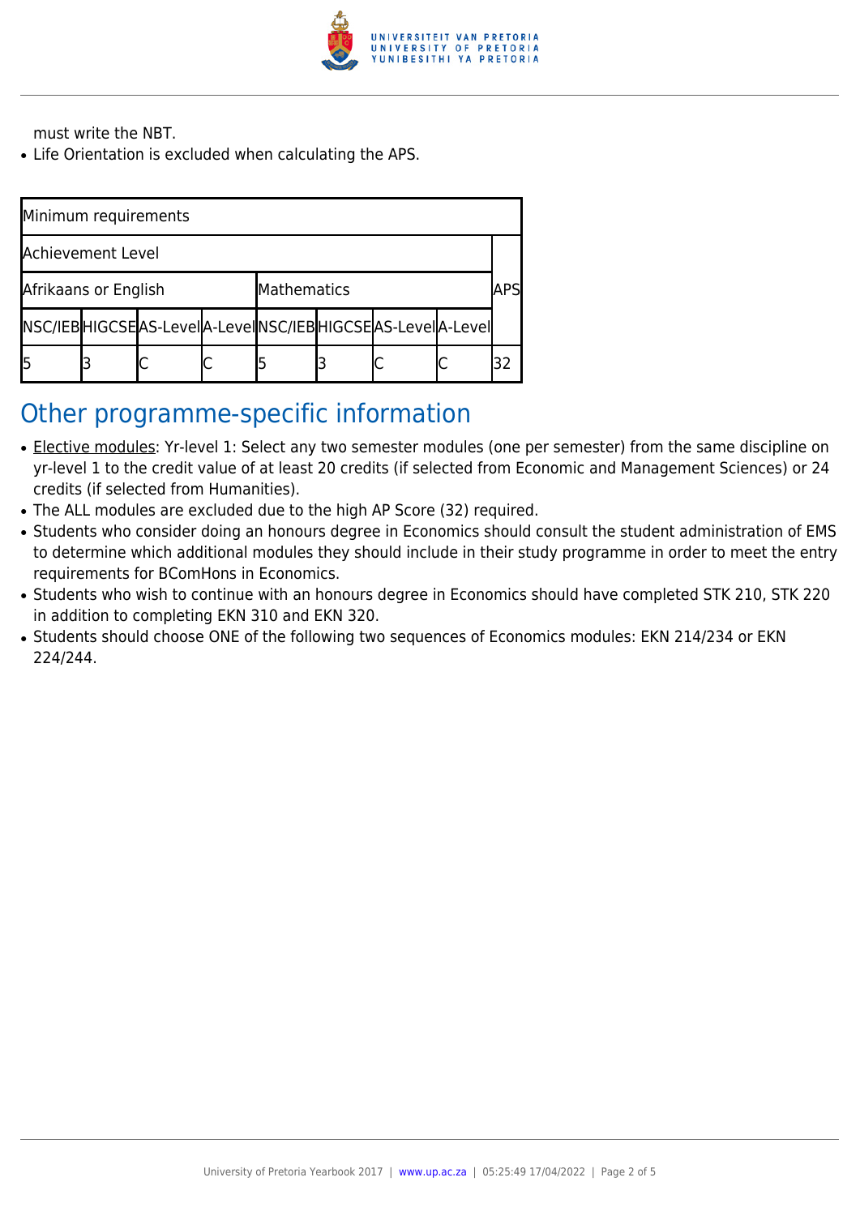must write the NBT.

- Life Orientation is excluded when calculating the APS.

| Minimum requirements | | | | | | | | |
|---|---|---|---|---|---|---|---|---|
| Achievement Level | | | | | | | | APS |
| Afrikaans or English | | | | Mathematics | | | | |
| NSC/IEB | HIGCSE | AS-Level | A-Level | NSC/IEB | HIGCSE | AS-Level | A-Level | |
| 5 | 3 | C | C | 5 | 3 | C | C | 32 |

## Other programme-specific information

- Elective modules: Yr-level 1: Select any two semester modules (one per semester) from the same discipline on yr-level 1 to the credit value of at least 20 credits (if selected from Economic and Management Sciences) or 24 credits (if selected from Humanities).
- The ALL modules are excluded due to the high AP Score (32) required.
- Students who consider doing an honours degree in Economics should consult the student administration of EMS to determine which additional modules they should include in their study programme in order to meet the entry requirements for BComHons in Economics.
- Students who wish to continue with an honours degree in Economics should have completed STK 210, STK 220 in addition to completing EKN 310 and EKN 320.
- Students should choose ONE of the following two sequences of Economics modules: EKN 214/234 or EKN 224/244.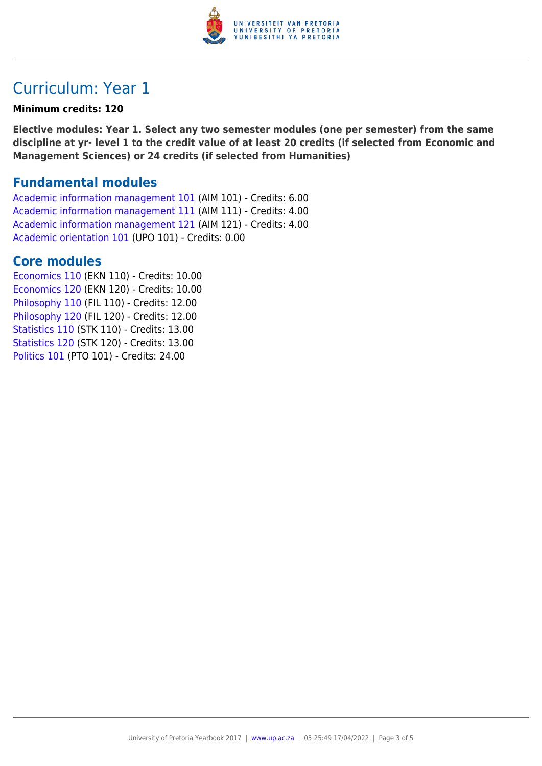# Curriculum: Year 1

**Minimum credits: 120**

**Elective modules: Year 1. Select any two semester modules (one per semester) from the same discipline at yr- level 1 to the credit value of at least 20 credits (if selected from Economic and Management Sciences) or 24 credits (if selected from Humanities)**

## Fundamental modules

Academic information management 101 (AIM 101) - Credits: 6.00
Academic information management 111 (AIM 111) - Credits: 4.00
Academic information management 121 (AIM 121) - Credits: 4.00
Academic orientation 101 (UPO 101) - Credits: 0.00

## Core modules

Economics 110 (EKN 110) - Credits: 10.00
Economics 120 (EKN 120) - Credits: 10.00
Philosophy 110 (FIL 110) - Credits: 12.00
Philosophy 120 (FIL 120) - Credits: 12.00
Statistics 110 (STK 110) - Credits: 13.00
Statistics 120 (STK 120) - Credits: 13.00
Politics 101 (PTO 101) - Credits: 24.00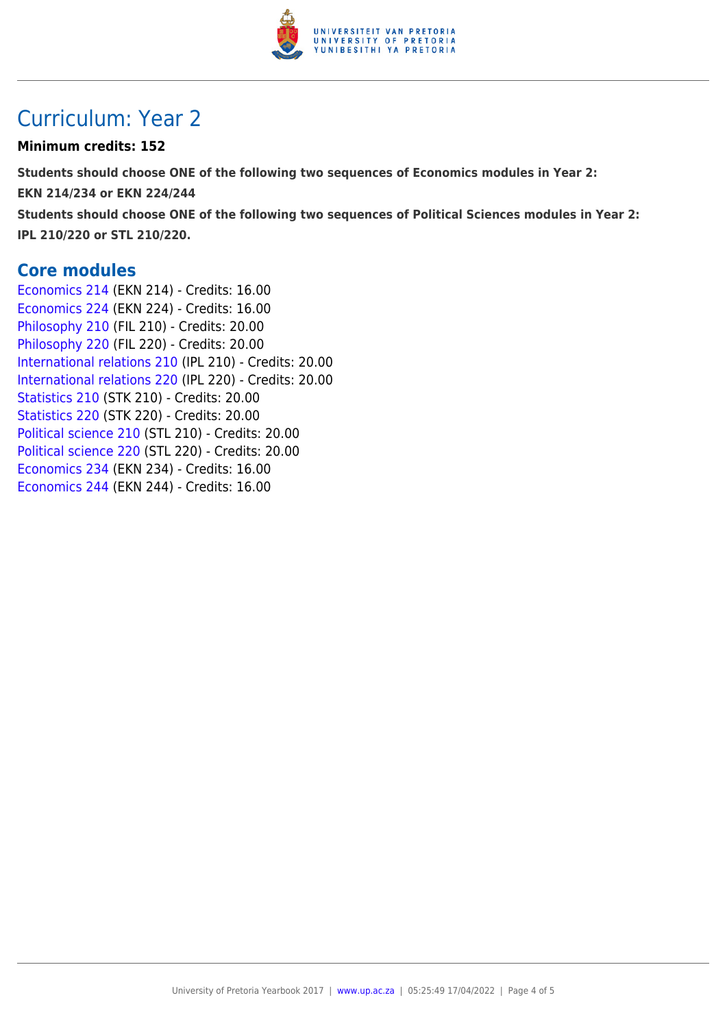# Curriculum: Year 2

**Minimum credits: 152**

**Students should choose ONE of the following two sequences of Economics modules in Year 2:**

**EKN 214/234 or EKN 224/244**

**Students should choose ONE of the following two sequences of Political Sciences modules in Year 2:**

**IPL 210/220 or STL 210/220.**

## Core modules

Economics 214 (EKN 214) - Credits: 16.00
Economics 224 (EKN 224) - Credits: 16.00
Philosophy 210 (FIL 210) - Credits: 20.00
Philosophy 220 (FIL 220) - Credits: 20.00
International relations 210 (IPL 210) - Credits: 20.00
International relations 220 (IPL 220) - Credits: 20.00
Statistics 210 (STK 210) - Credits: 20.00
Statistics 220 (STK 220) - Credits: 20.00
Political science 210 (STL 210) - Credits: 20.00
Political science 220 (STL 220) - Credits: 20.00
Economics 234 (EKN 234) - Credits: 16.00
Economics 244 (EKN 244) - Credits: 16.00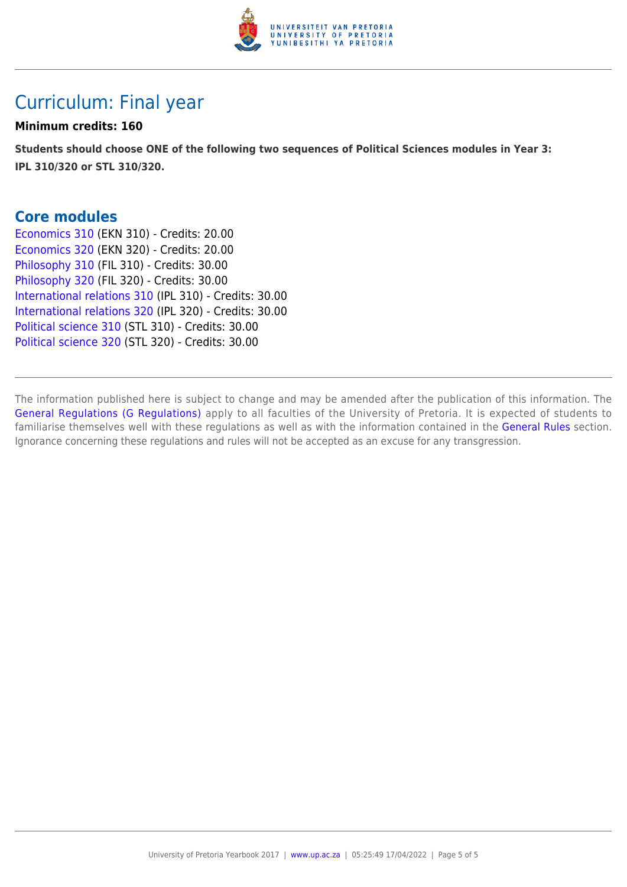## Curriculum: Final year

**Minimum credits: 160**

**Students should choose ONE of the following two sequences of Political Sciences modules in Year 3: IPL 310/320 or STL 310/320.**

### Core modules

Economics 310 (EKN 310) - Credits: 20.00
Economics 320 (EKN 320) - Credits: 20.00
Philosophy 310 (FIL 310) - Credits: 30.00
Philosophy 320 (FIL 320) - Credits: 30.00
International relations 310 (IPL 310) - Credits: 30.00
International relations 320 (IPL 320) - Credits: 30.00
Political science 310 (STL 310) - Credits: 30.00
Political science 320 (STL 320) - Credits: 30.00

The information published here is subject to change and may be amended after the publication of this information. The General Regulations (G Regulations) apply to all faculties of the University of Pretoria. It is expected of students to familiarise themselves well with these regulations as well as with the information contained in the General Rules section. Ignorance concerning these regulations and rules will not be accepted as an excuse for any transgression.